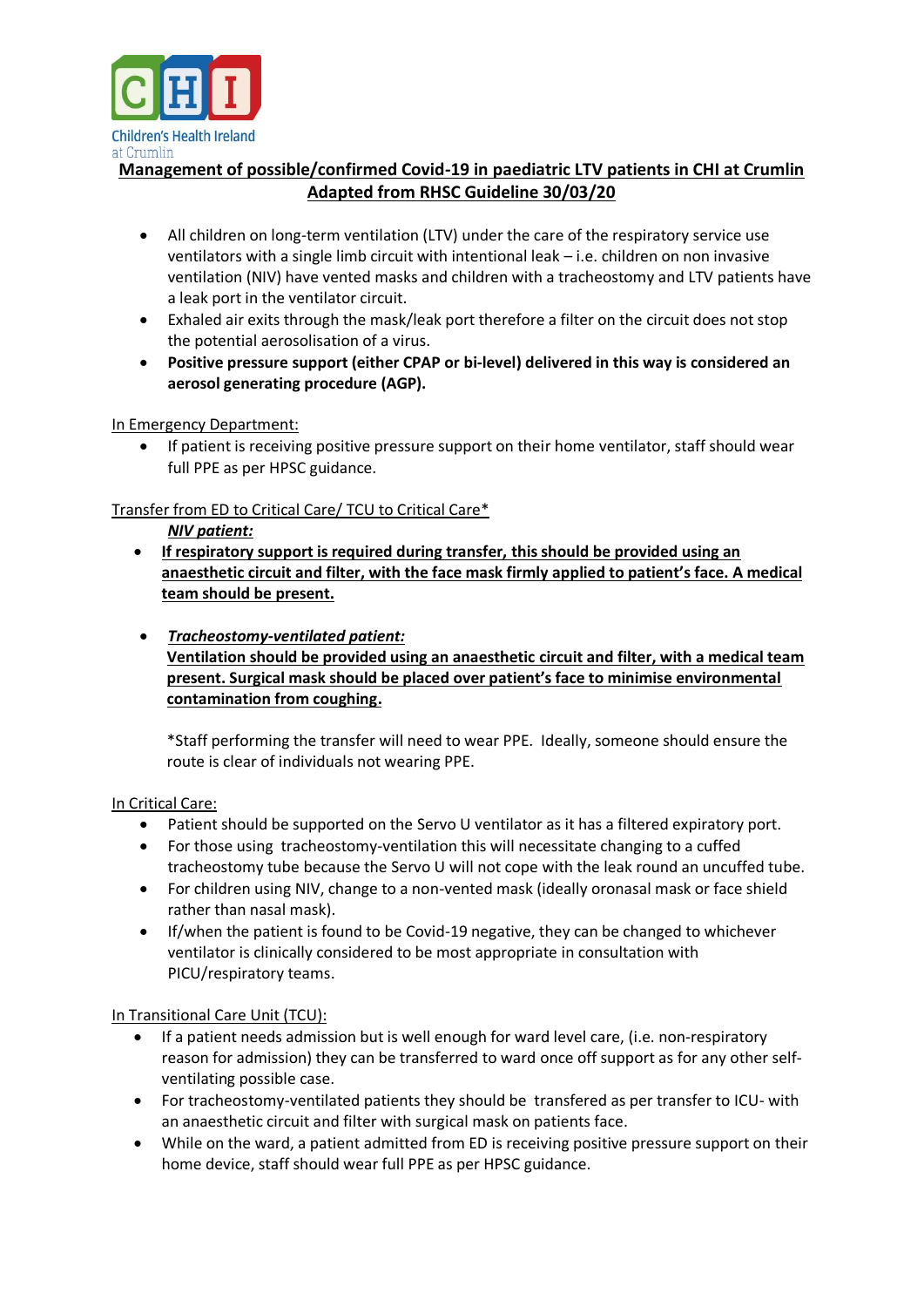Children's Health Ireland at Crumlin

# Management of possible/confirmed Covid-19 in paediatric LTV patients in CHI at Crumlin Adapted from RHSC Guideline 30/03/20

- All children on long-term ventilation (LTV) under the care of the respiratory service use ventilators with a single limb circuit with intentional leak – i.e. children on non invasive ventilation (NIV) have vented masks and children with a tracheostomy and LTV patients have a leak port in the ventilator circuit.
- Exhaled air exits through the mask/leak port therefore a filter on the circuit does not stop the potential aerosolisation of a virus.
- **Positive pressure support (either CPAP or bi-level) delivered in this way is considered an aerosol generating procedure (AGP).**

## In Emergency Department:

- If patient is receiving positive pressure support on their home ventilator, staff should wear full PPE as per HPSC guidance.

## Transfer from ED to Critical Care/ TCU to Critical Care*

***NIV patient:***

- **If respiratory support is required during transfer, this should be provided using an anaesthetic circuit and filter, with the face mask firmly applied to patient's face. A medical team should be present.**

- ***Tracheostomy-ventilated patient:***
  **Ventilation should be provided using an anaesthetic circuit and filter, with a medical team present. Surgical mask should be placed over patient's face to minimise environmental contamination from coughing.**

  *Staff performing the transfer will need to wear PPE. Ideally, someone should ensure the route is clear of individuals not wearing PPE.

## In Critical Care:

- Patient should be supported on the Servo U ventilator as it has a filtered expiratory port.
- For those using tracheostomy-ventilation this will necessitate changing to a cuffed tracheostomy tube because the Servo U will not cope with the leak round an uncuffed tube.
- For children using NIV, change to a non-vented mask (ideally oronasal mask or face shield rather than nasal mask).
- If/when the patient is found to be Covid-19 negative, they can be changed to whichever ventilator is clinically considered to be most appropriate in consultation with PICU/respiratory teams.

## In Transitional Care Unit (TCU):

- If a patient needs admission but is well enough for ward level care, (i.e. non-respiratory reason for admission) they can be transferred to ward once off support as for any other self-ventilating possible case.
- For tracheostomy-ventilated patients they should be transfered as per transfer to ICU- with an anaesthetic circuit and filter with surgical mask on patients face.
- While on the ward, a patient admitted from ED is receiving positive pressure support on their home device, staff should wear full PPE as per HPSC guidance.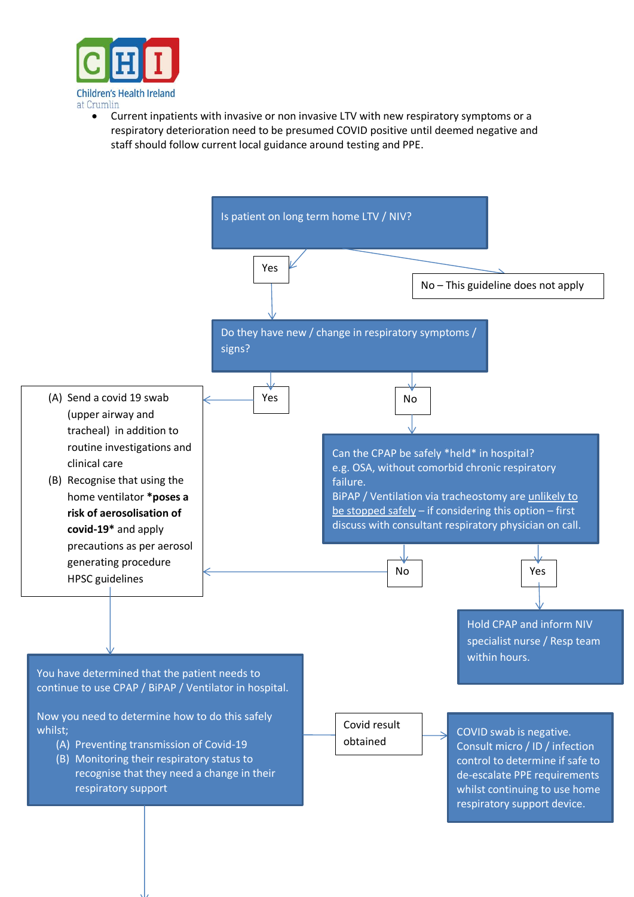- Current inpatients with invasive or non invasive LTV with new respiratory symptoms or a respiratory deterioration need to be presumed COVID positive until deemed negative and staff should follow current local guidance around testing and PPE.

Is patient on long term home LTV / NIV?

Yes

No – This guideline does not apply

Do they have new / change in respiratory symptoms / signs?

Yes

(A) Send a covid 19 swab (upper airway and tracheal) in addition to routine investigations and clinical care
(B) Recognise that using the home ventilator ***poses a risk of aerosolisation of covid-19*** and apply precautions as per aerosol generating procedure HPSC guidelines

No

Can the CPAP be safely *held* in hospital?
e.g. OSA, without comorbid chronic respiratory failure.
BiPAP / Ventilation via tracheostomy are <u>unlikely to be stopped safely</u> – if considering this option – first discuss with consultant respiratory physician on call.

No

Yes

Hold CPAP and inform NIV specialist nurse / Resp team within hours.

You have determined that the patient needs to continue to use CPAP / BiPAP / Ventilator in hospital.

Now you need to determine how to do this safely whilst;
(A) Preventing transmission of Covid-19
(B) Monitoring their respiratory status to recognise that they need a change in their respiratory support

Covid result obtained

COVID swab is negative. Consult micro / ID / infection control to determine if safe to de-escalate PPE requirements whilst continuing to use home respiratory support device.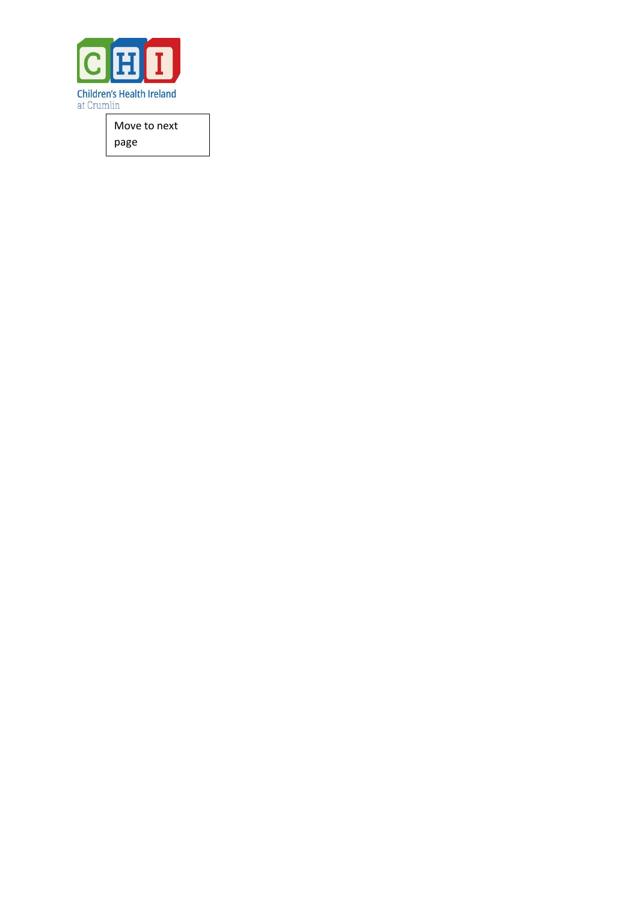Children's Health Ireland
at Crumlin

Move to next page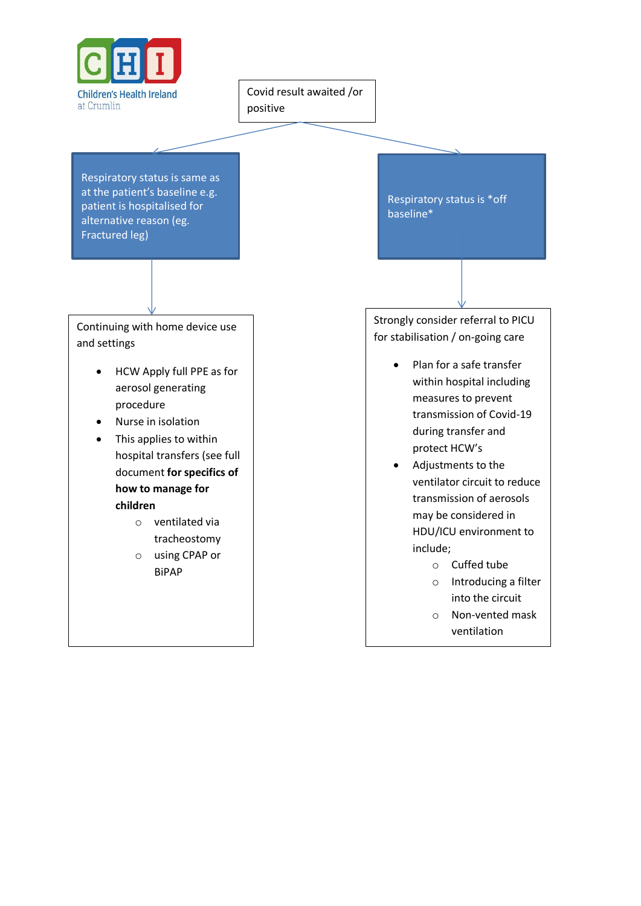Children's Health Ireland at Crumlin

Covid result awaited /or positive

Respiratory status is same as at the patient's baseline e.g. patient is hospitalised for alternative reason (eg. Fractured leg)

Continuing with home device use and settings

- HCW Apply full PPE as for aerosol generating procedure
- Nurse in isolation
- This applies to within hospital transfers (see full document **for specifics of how to manage for children**
  - ventilated via tracheostomy
  - using CPAP or BiPAP

Respiratory status is *off baseline*

Strongly consider referral to PICU for stabilisation / on-going care

- Plan for a safe transfer within hospital including measures to prevent transmission of Covid-19 during transfer and protect HCW's
- Adjustments to the ventilator circuit to reduce transmission of aerosols may be considered in HDU/ICU environment to include;
  - Cuffed tube
  - Introducing a filter into the circuit
  - Non-vented mask ventilation